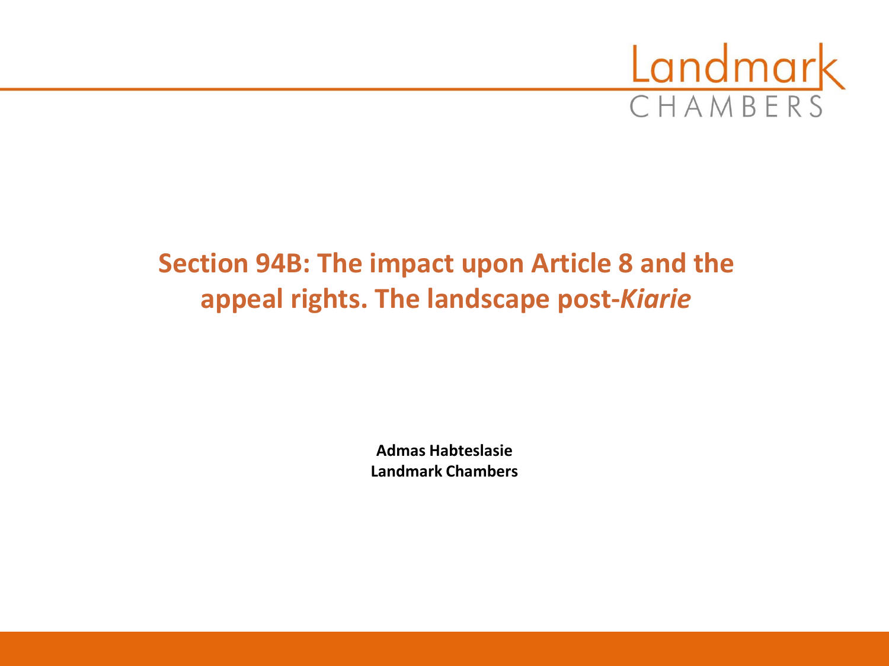Landmark CHAMBERS

# Section 94B: The impact upon Article 8 and the appeal rights. The landscape post-*Kiarie*

**Admas Habteslasie**
**Landmark Chambers**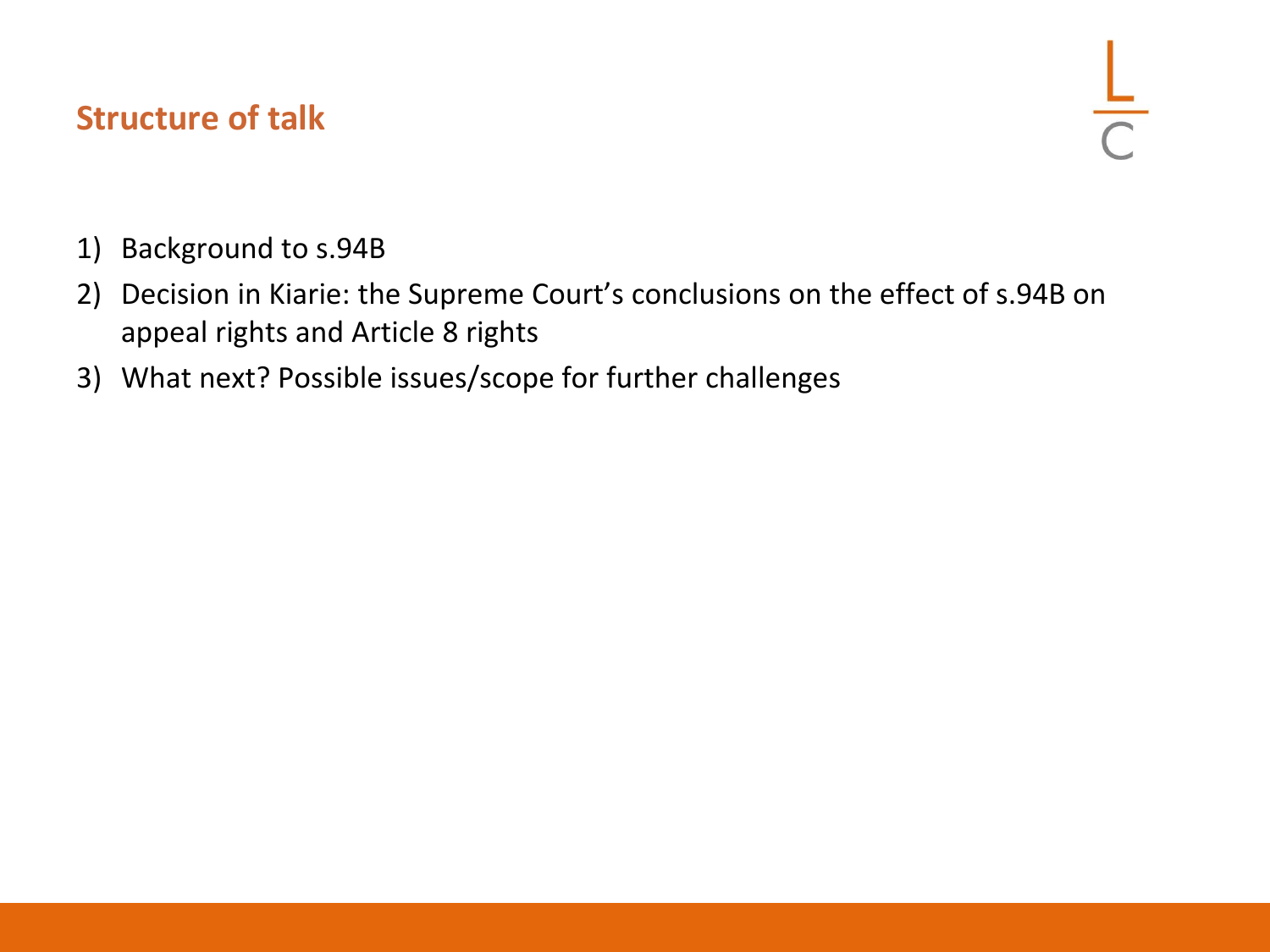## Structure of talk

1) Background to s.94B
2) Decision in Kiarie: the Supreme Court's conclusions on the effect of s.94B on appeal rights and Article 8 rights
3) What next? Possible issues/scope for further challenges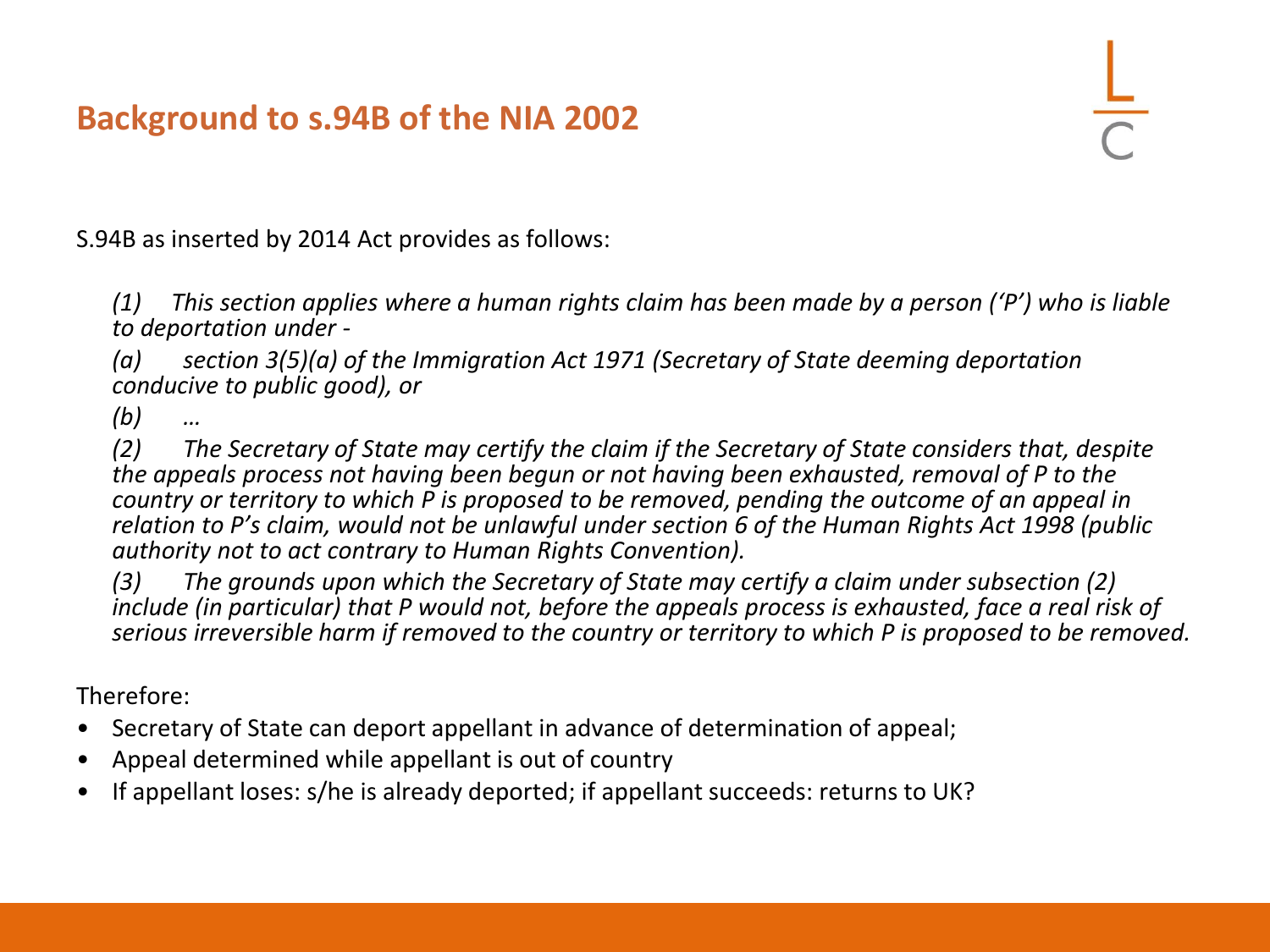# Background to s.94B of the NIA 2002

S.94B as inserted by 2014 Act provides as follows:

*(1) This section applies where a human rights claim has been made by a person ('P') who is liable to deportation under -*

*(a) section 3(5)(a) of the Immigration Act 1971 (Secretary of State deeming deportation conducive to public good), or*

*(b) …*

*(2) The Secretary of State may certify the claim if the Secretary of State considers that, despite the appeals process not having been begun or not having been exhausted, removal of P to the country or territory to which P is proposed to be removed, pending the outcome of an appeal in relation to P's claim, would not be unlawful under section 6 of the Human Rights Act 1998 (public authority not to act contrary to Human Rights Convention).*

*(3) The grounds upon which the Secretary of State may certify a claim under subsection (2) include (in particular) that P would not, before the appeals process is exhausted, face a real risk of serious irreversible harm if removed to the country or territory to which P is proposed to be removed.*

Therefore:

- Secretary of State can deport appellant in advance of determination of appeal;
- Appeal determined while appellant is out of country
- If appellant loses: s/he is already deported; if appellant succeeds: returns to UK?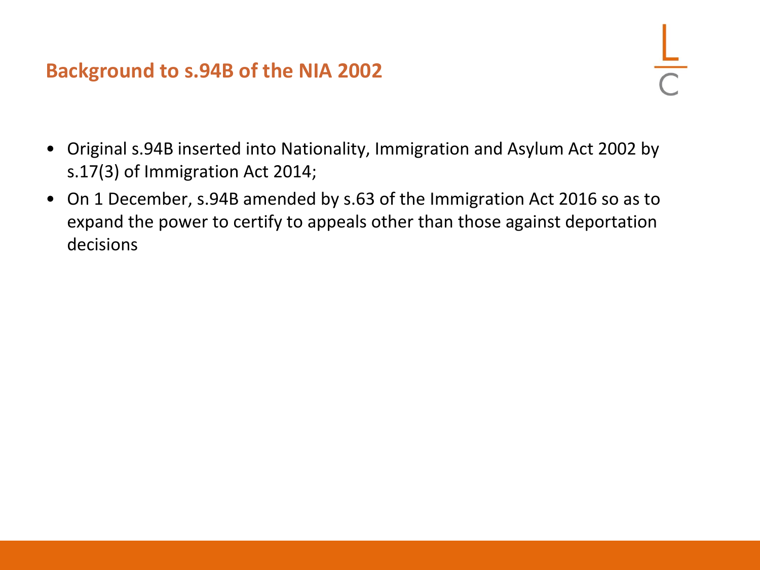## Background to s.94B of the NIA 2002

- Original s.94B inserted into Nationality, Immigration and Asylum Act 2002 by s.17(3) of Immigration Act 2014;
- On 1 December, s.94B amended by s.63 of the Immigration Act 2016 so as to expand the power to certify to appeals other than those against deportation decisions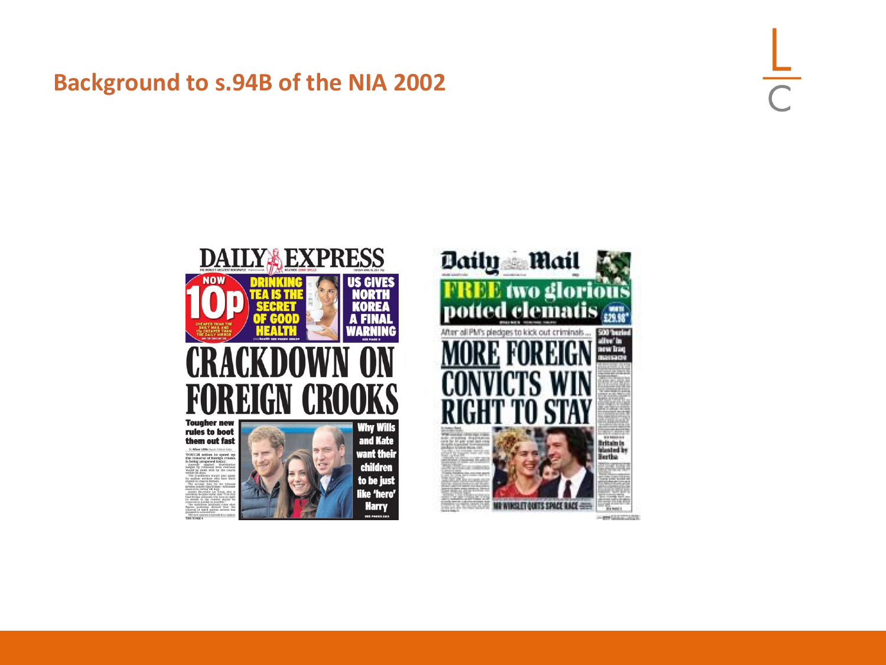## Background to s.94B of the NIA 2002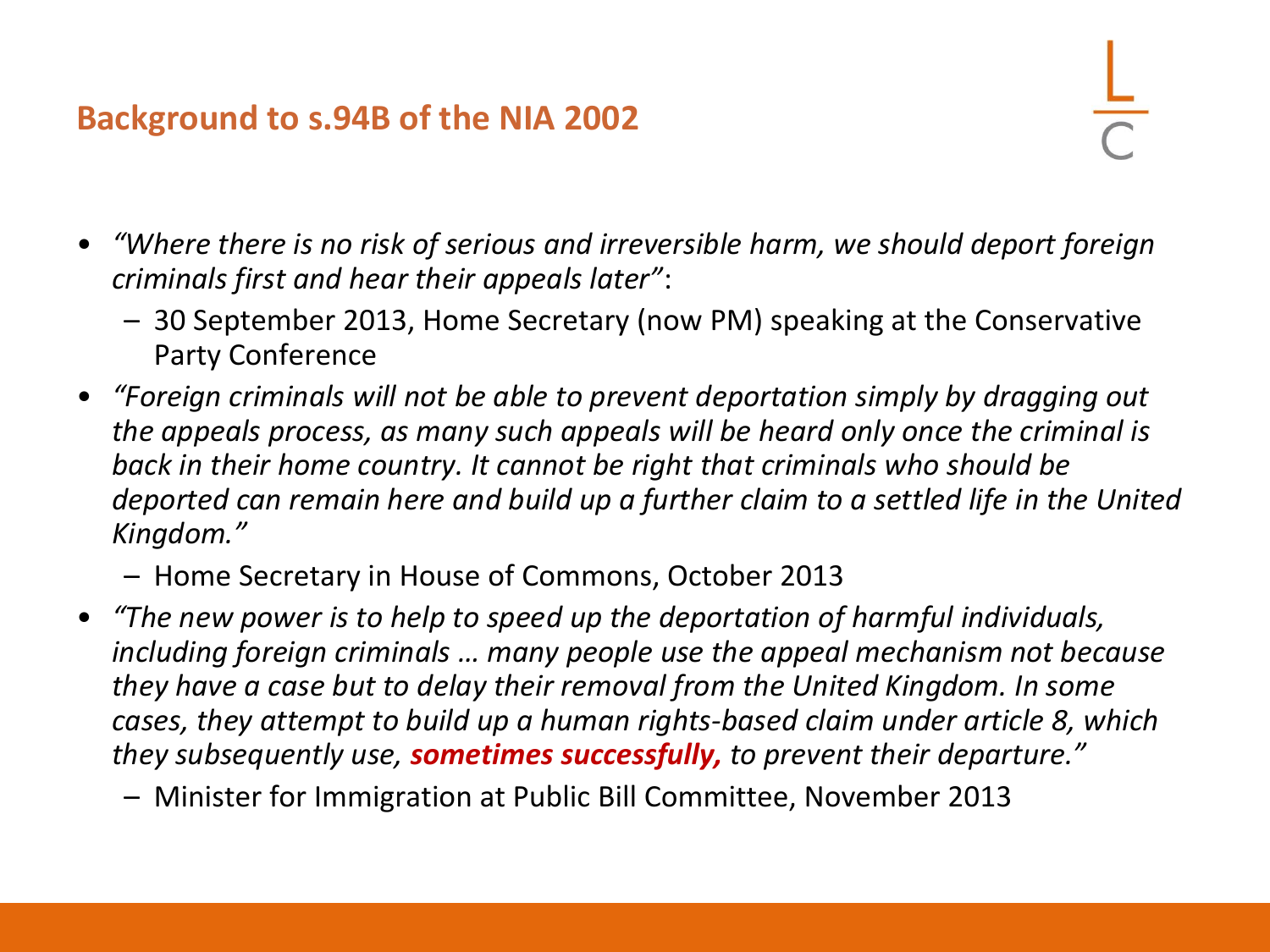## Background to s.94B of the NIA 2002

- *"Where there is no risk of serious and irreversible harm, we should deport foreign criminals first and hear their appeals later"*:
  - 30 September 2013, Home Secretary (now PM) speaking at the Conservative Party Conference
- *"Foreign criminals will not be able to prevent deportation simply by dragging out the appeals process, as many such appeals will be heard only once the criminal is back in their home country. It cannot be right that criminals who should be deported can remain here and build up a further claim to a settled life in the United Kingdom."*
  - Home Secretary in House of Commons, October 2013
- *"The new power is to help to speed up the deportation of harmful individuals, including foreign criminals … many people use the appeal mechanism not because they have a case but to delay their removal from the United Kingdom. In some cases, they attempt to build up a human rights-based claim under article 8, which they subsequently use,* ***sometimes successfully,*** *to prevent their departure."*
  - Minister for Immigration at Public Bill Committee, November 2013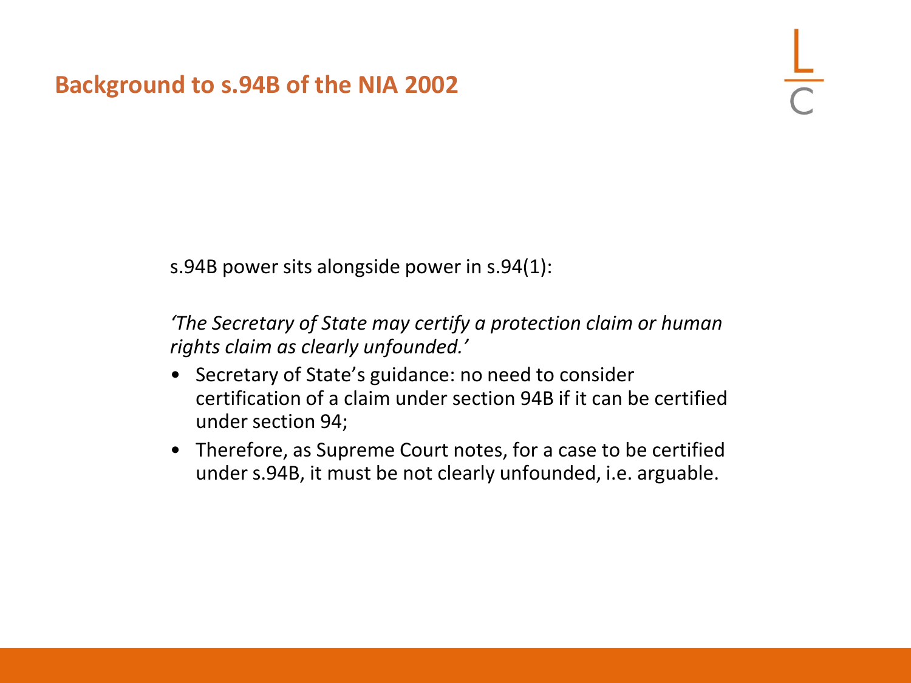## Background to s.94B of the NIA 2002

s.94B power sits alongside power in s.94(1):

*'The Secretary of State may certify a protection claim or human rights claim as clearly unfounded.'*

- Secretary of State's guidance: no need to consider certification of a claim under section 94B if it can be certified under section 94;
- Therefore, as Supreme Court notes, for a case to be certified under s.94B, it must be not clearly unfounded, i.e. arguable.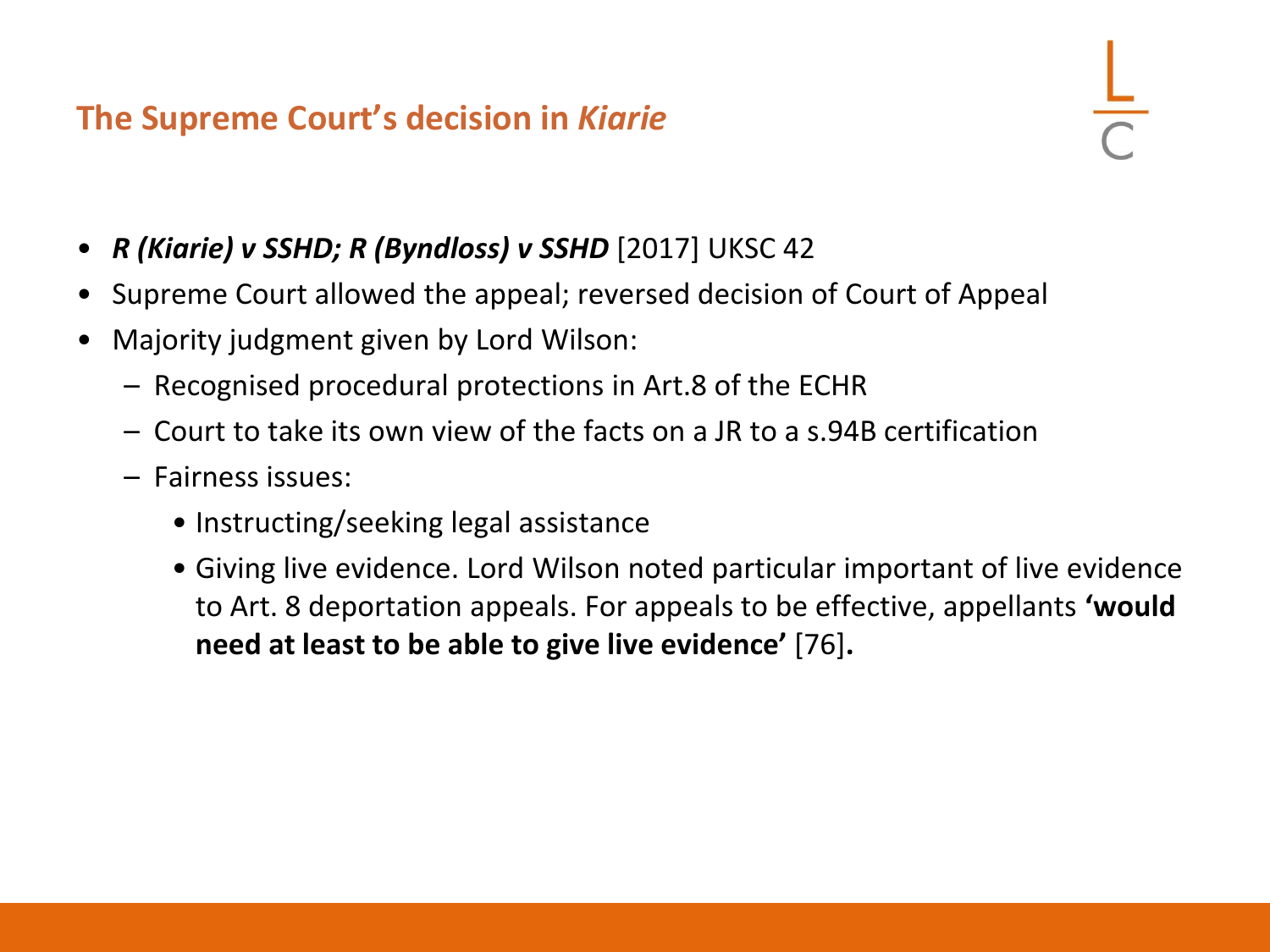## The Supreme Court's decision in *Kiarie*

- ***R (Kiarie) v SSHD; R (Byndloss) v SSHD*** [2017] UKSC 42
- Supreme Court allowed the appeal; reversed decision of Court of Appeal
- Majority judgment given by Lord Wilson:
  - Recognised procedural protections in Art.8 of the ECHR
  - Court to take its own view of the facts on a JR to a s.94B certification
  - Fairness issues:
    - Instructing/seeking legal assistance
    - Giving live evidence. Lord Wilson noted particular important of live evidence to Art. 8 deportation appeals. For appeals to be effective, appellants **'would need at least to be able to give live evidence'** [76]**.**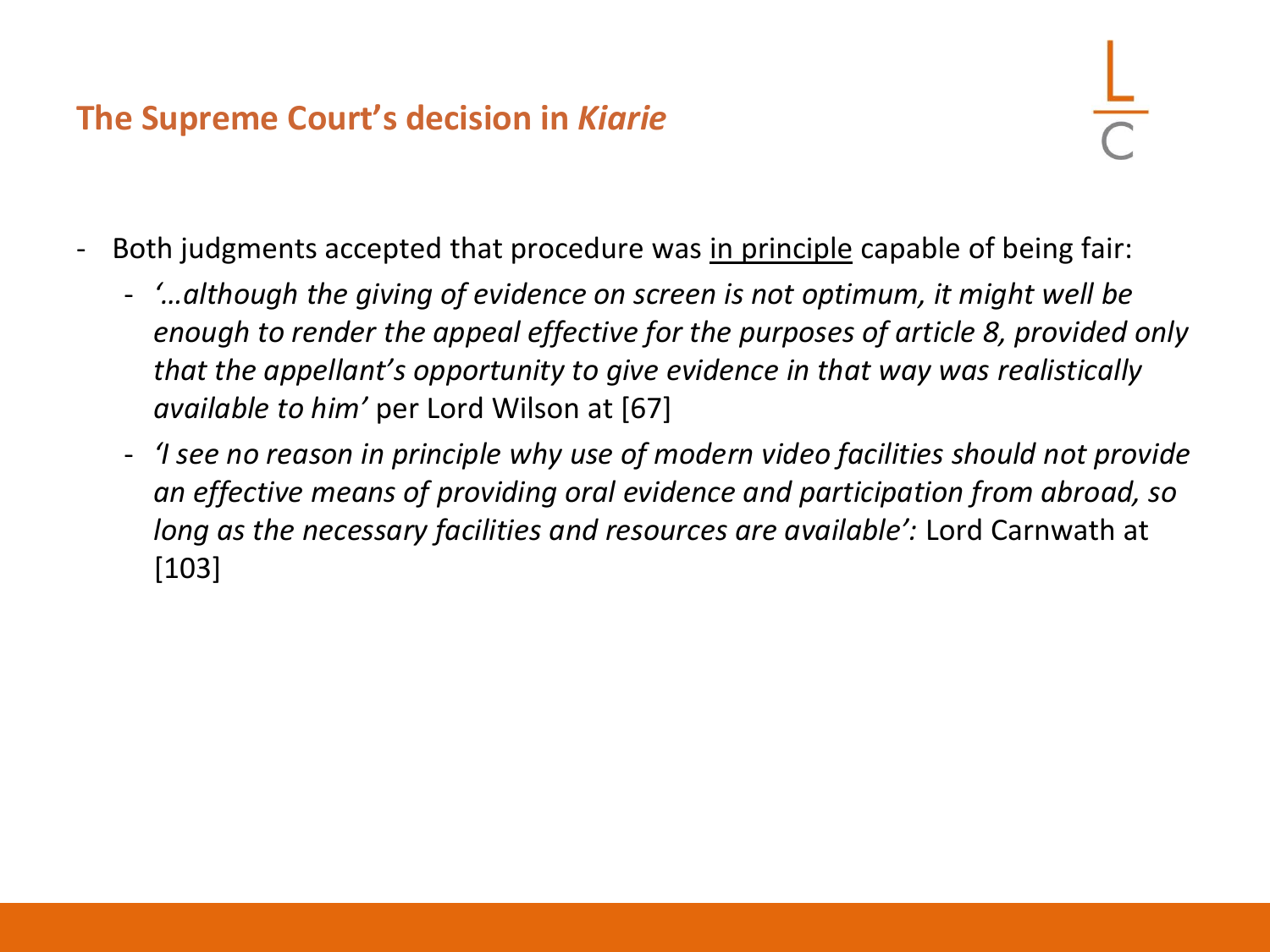## The Supreme Court's decision in *Kiarie*

- Both judgments accepted that procedure was <u>in principle</u> capable of being fair:
  - *'…although the giving of evidence on screen is not optimum, it might well be enough to render the appeal effective for the purposes of article 8, provided only that the appellant's opportunity to give evidence in that way was realistically available to him'* per Lord Wilson at [67]
  - *'I see no reason in principle why use of modern video facilities should not provide an effective means of providing oral evidence and participation from abroad, so long as the necessary facilities and resources are available':* Lord Carnwath at [103]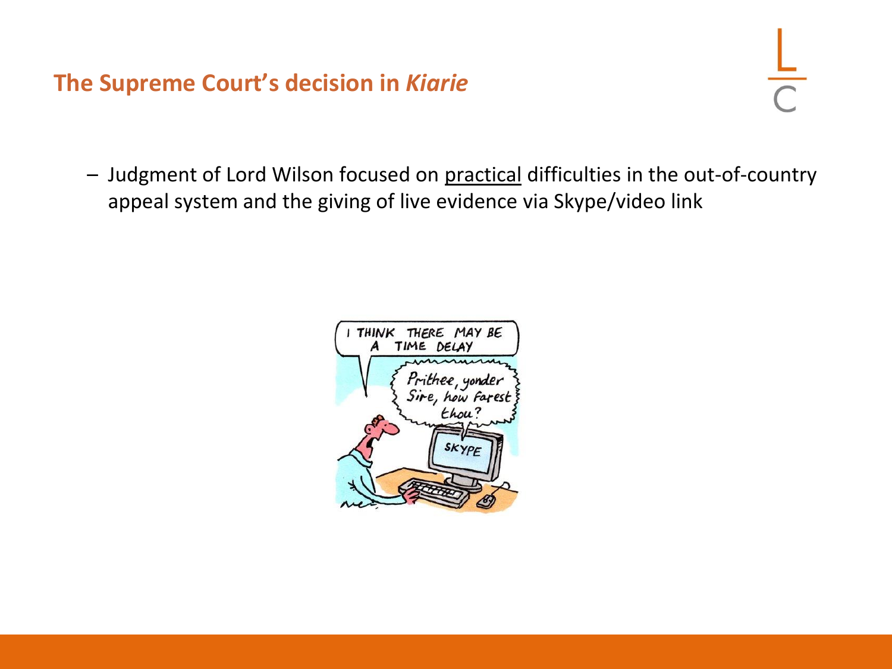## The Supreme Court's decision in *Kiarie*

- Judgment of Lord Wilson focused on practical difficulties in the out-of-country appeal system and the giving of live evidence via Skype/video link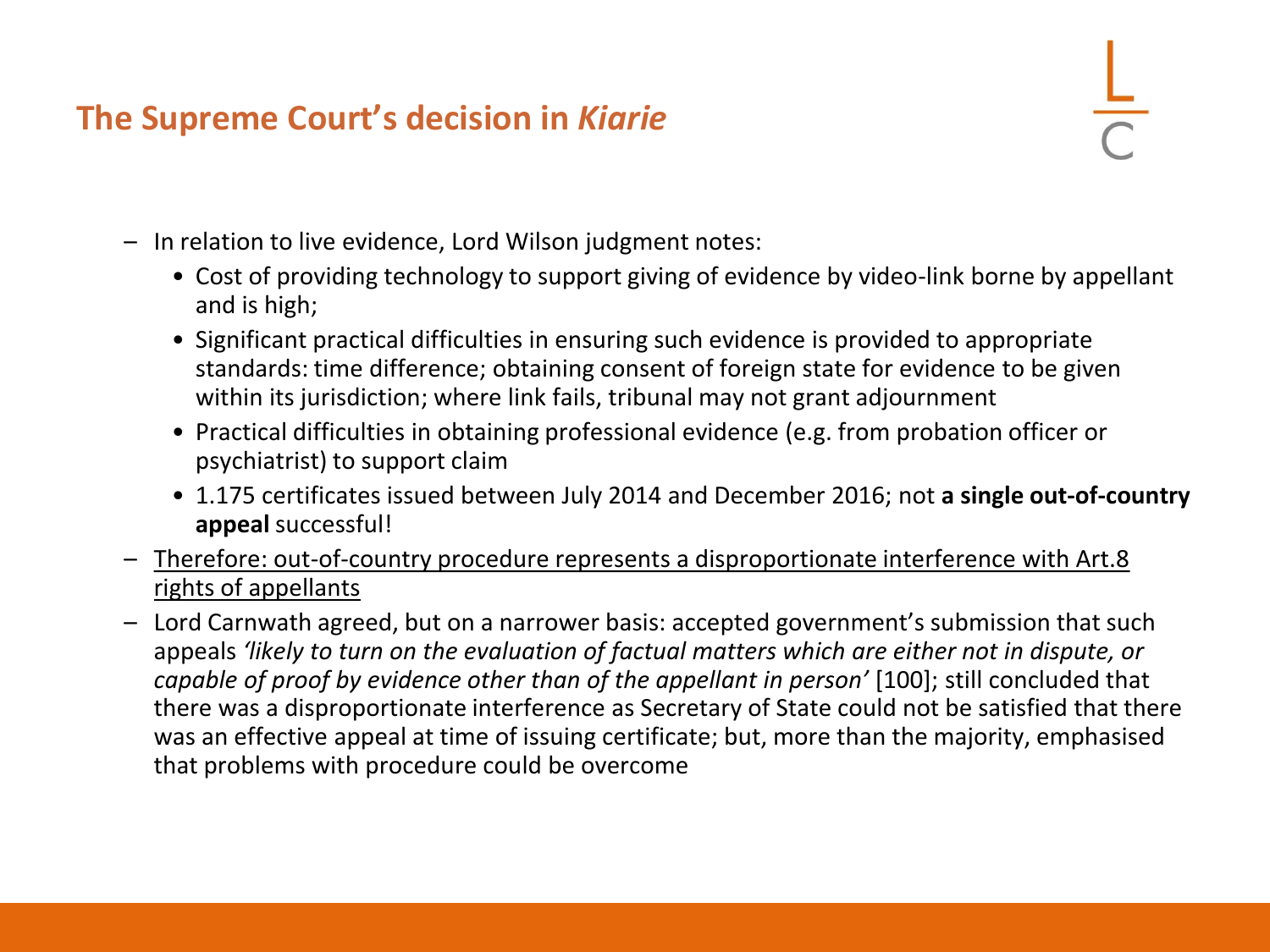## The Supreme Court's decision in *Kiarie*

- In relation to live evidence, Lord Wilson judgment notes:
  - Cost of providing technology to support giving of evidence by video-link borne by appellant and is high;
  - Significant practical difficulties in ensuring such evidence is provided to appropriate standards: time difference; obtaining consent of foreign state for evidence to be given within its jurisdiction; where link fails, tribunal may not grant adjournment
  - Practical difficulties in obtaining professional evidence (e.g. from probation officer or psychiatrist) to support claim
  - 1.175 certificates issued between July 2014 and December 2016; not **a single out-of-country appeal** successful!
- <u>Therefore: out-of-country procedure represents a disproportionate interference with Art.8 rights of appellants</u>
- Lord Carnwath agreed, but on a narrower basis: accepted government's submission that such appeals *'likely to turn on the evaluation of factual matters which are either not in dispute, or capable of proof by evidence other than of the appellant in person'* [100]; still concluded that there was a disproportionate interference as Secretary of State could not be satisfied that there was an effective appeal at time of issuing certificate; but, more than the majority, emphasised that problems with procedure could be overcome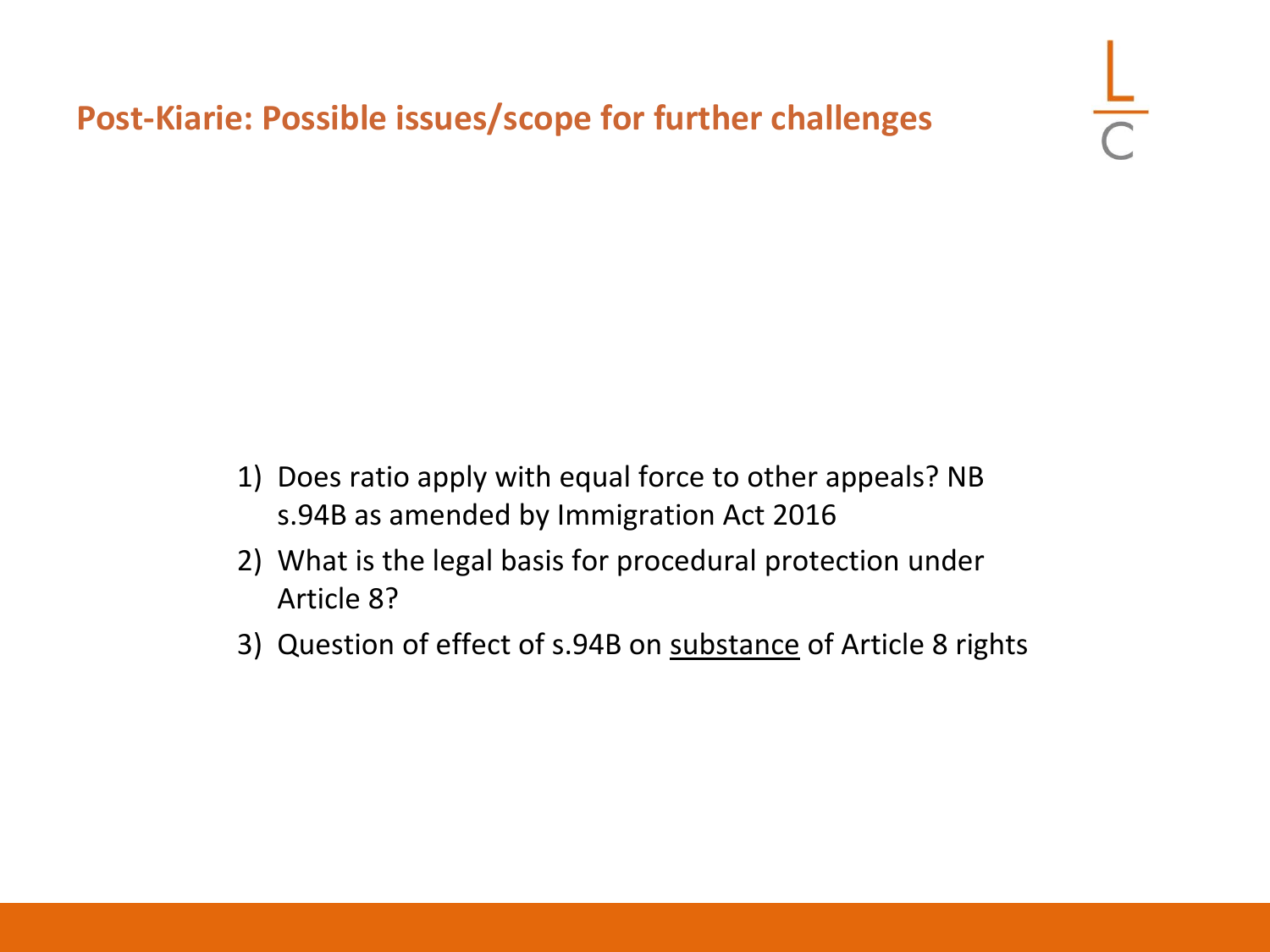## Post-Kiarie: Possible issues/scope for further challenges

1) Does ratio apply with equal force to other appeals? NB s.94B as amended by Immigration Act 2016
2) What is the legal basis for procedural protection under Article 8?
3) Question of effect of s.94B on <u>substance</u> of Article 8 rights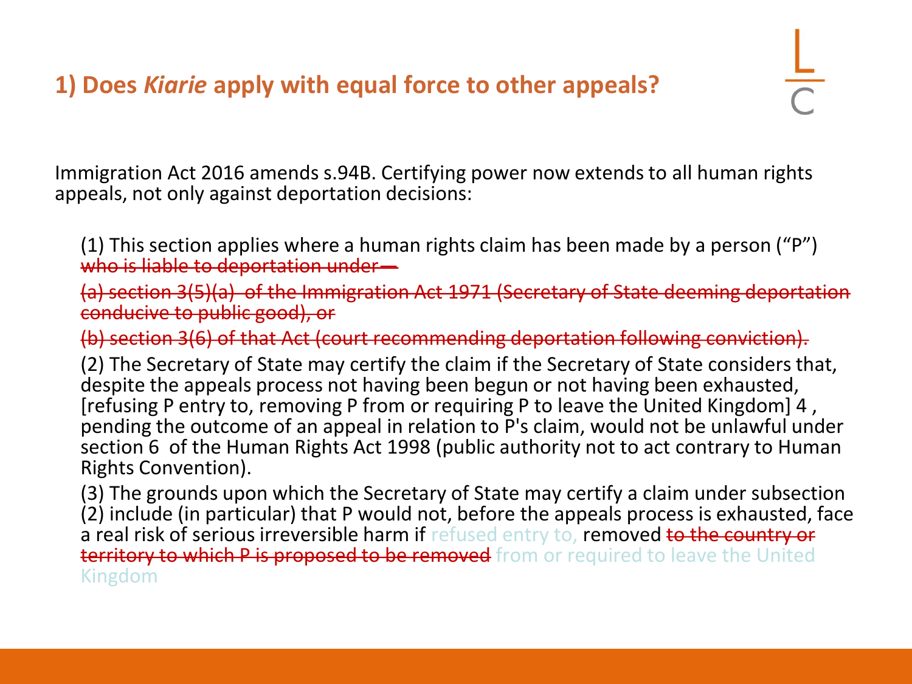## 1) Does *Kiarie* apply with equal force to other appeals?

Immigration Act 2016 amends s.94B. Certifying power now extends to all human rights appeals, not only against deportation decisions:

(1) This section applies where a human rights claim has been made by a person ("P") ~~who is liable to deportation under—~~

~~(a) section 3(5)(a) of the Immigration Act 1971 (Secretary of State deeming deportation conducive to public good), or~~

~~(b) section 3(6) of that Act (court recommending deportation following conviction).~~

(2) The Secretary of State may certify the claim if the Secretary of State considers that, despite the appeals process not having been begun or not having been exhausted, [refusing P entry to, removing P from or requiring P to leave the United Kingdom] 4 , pending the outcome of an appeal in relation to P's claim, would not be unlawful under section 6 of the Human Rights Act 1998 (public authority not to act contrary to Human Rights Convention).

(3) The grounds upon which the Secretary of State may certify a claim under subsection (2) include (in particular) that P would not, before the appeals process is exhausted, face a real risk of serious irreversible harm if refused entry to, removed ~~to the country or territory to which P is proposed to be removed~~ from or required to leave the United Kingdom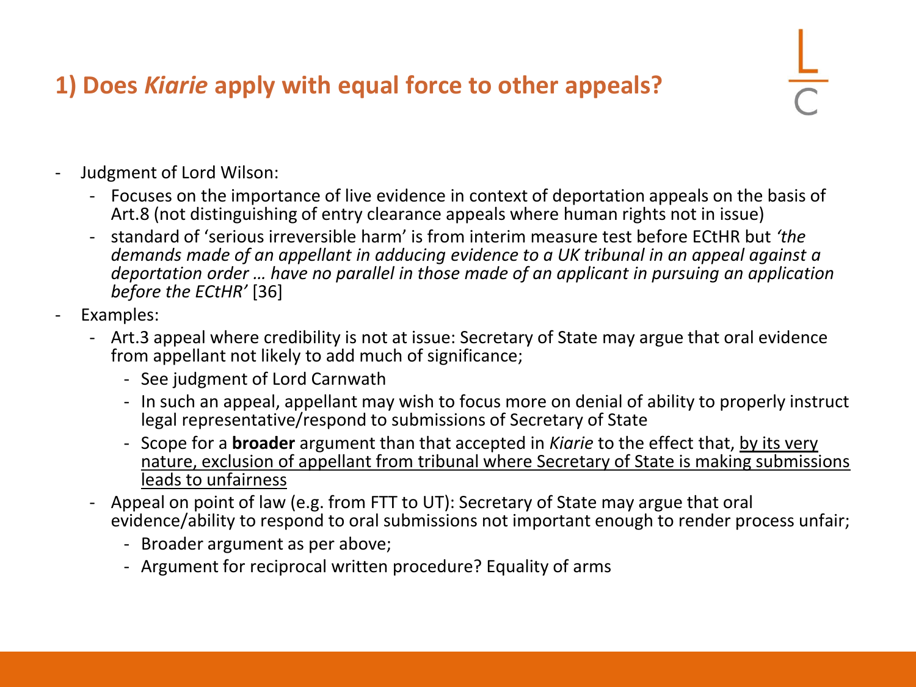## 1) Does *Kiarie* apply with equal force to other appeals?

- Judgment of Lord Wilson:
  - Focuses on the importance of live evidence in context of deportation appeals on the basis of Art.8 (not distinguishing of entry clearance appeals where human rights not in issue)
  - standard of 'serious irreversible harm' is from interim measure test before ECtHR but *'the demands made of an appellant in adducing evidence to a UK tribunal in an appeal against a deportation order … have no parallel in those made of an applicant in pursuing an application before the ECtHR'* [36]
- Examples:
  - Art.3 appeal where credibility is not at issue: Secretary of State may argue that oral evidence from appellant not likely to add much of significance;
    - See judgment of Lord Carnwath
    - In such an appeal, appellant may wish to focus more on denial of ability to properly instruct legal representative/respond to submissions of Secretary of State
    - Scope for a **broader** argument than that accepted in *Kiarie* to the effect that, <u>by its very nature, exclusion of appellant from tribunal where Secretary of State is making submissions leads to unfairness</u>
  - Appeal on point of law (e.g. from FTT to UT): Secretary of State may argue that oral evidence/ability to respond to oral submissions not important enough to render process unfair;
    - Broader argument as per above;
    - Argument for reciprocal written procedure? Equality of arms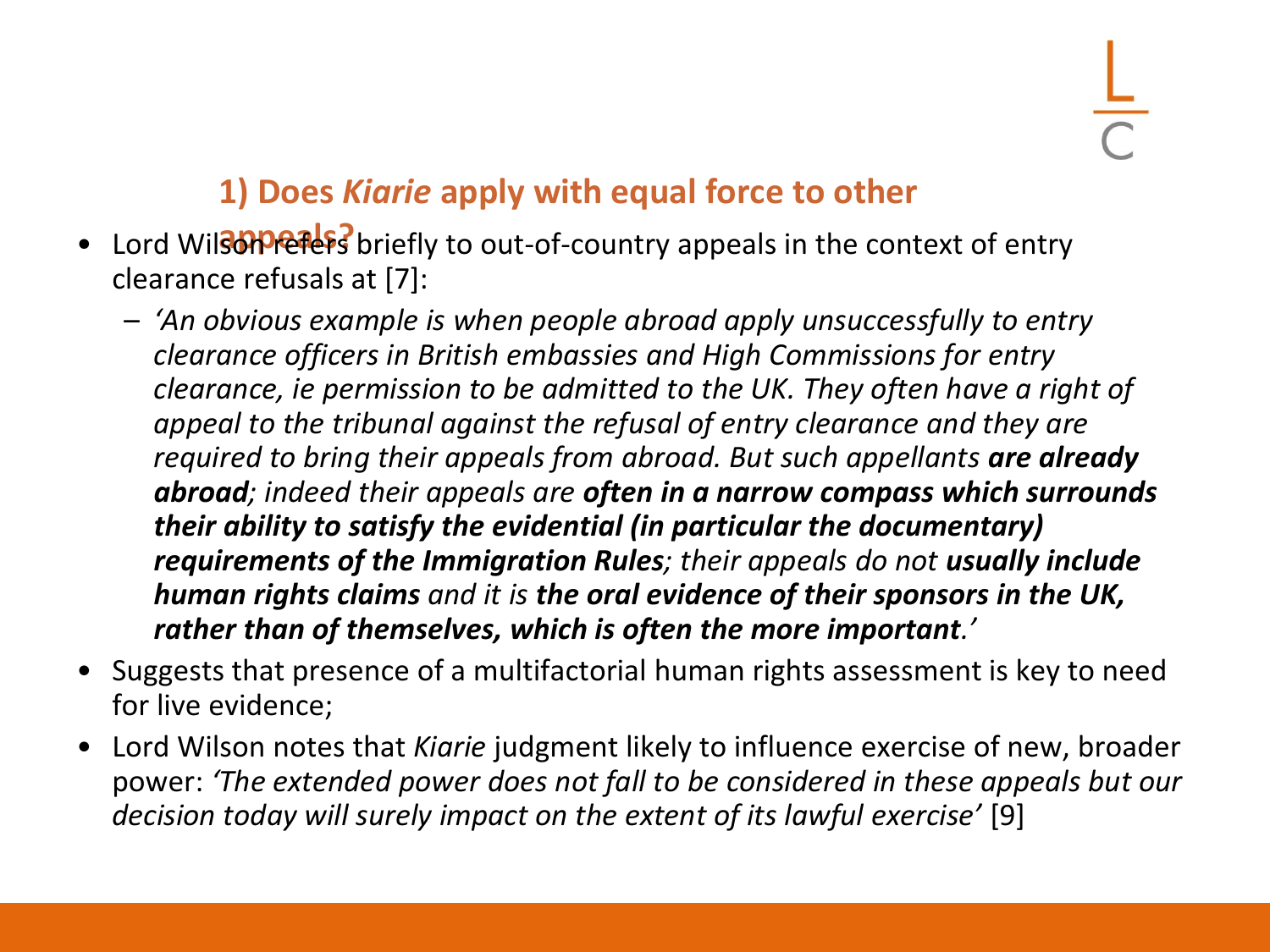## 1) Does *Kiarie* apply with equal force to other appeals?

- Lord Wilson refers briefly to out-of-country appeals in the context of entry clearance refusals at [7]:
  - *'An obvious example is when people abroad apply unsuccessfully to entry clearance officers in British embassies and High Commissions for entry clearance, ie permission to be admitted to the UK. They often have a right of appeal to the tribunal against the refusal of entry clearance and they are required to bring their appeals from abroad. But such appellants **are already abroad**; indeed their appeals are **often in a narrow compass which surrounds their ability to satisfy the evidential (in particular the documentary) requirements of the Immigration Rules**; their appeals do not **usually include human rights claims** and it is **the oral evidence of their sponsors in the UK, rather than of themselves, which is often the more important**.'*
- Suggests that presence of a multifactorial human rights assessment is key to need for live evidence;
- Lord Wilson notes that *Kiarie* judgment likely to influence exercise of new, broader power: *'The extended power does not fall to be considered in these appeals but our decision today will surely impact on the extent of its lawful exercise'* [9]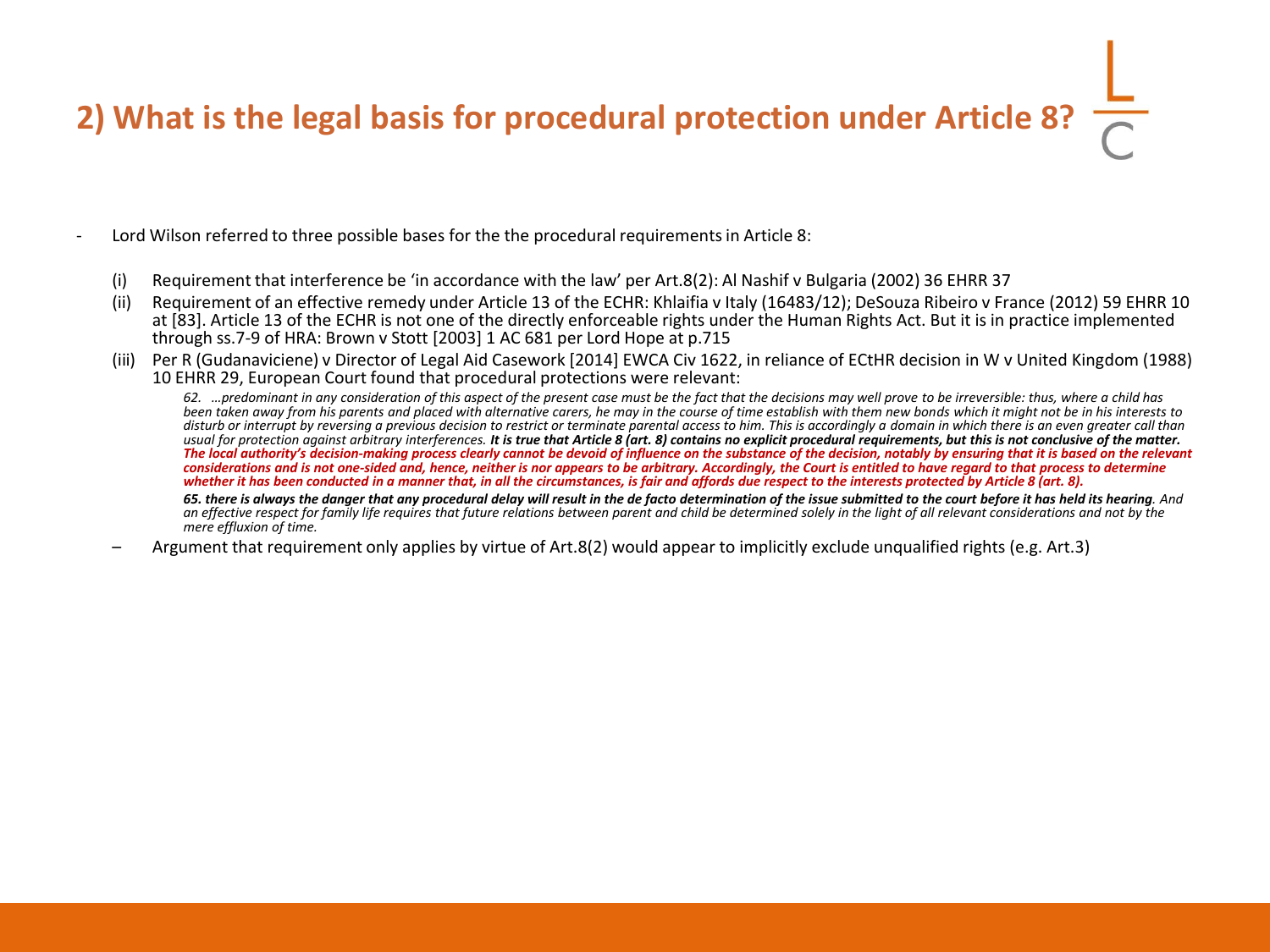## 2) What is the legal basis for procedural protection under Article 8?

- Lord Wilson referred to three possible bases for the the procedural requirements in Article 8:

  (i) Requirement that interference be 'in accordance with the law' per Art.8(2): Al Nashif v Bulgaria (2002) 36 EHRR 37

  (ii) Requirement of an effective remedy under Article 13 of the ECHR: Khlaifia v Italy (16483/12); DeSouza Ribeiro v France (2012) 59 EHRR 10 at [83]. Article 13 of the ECHR is not one of the directly enforceable rights under the Human Rights Act. But it is in practice implemented through ss.7-9 of HRA: Brown v Stott [2003] 1 AC 681 per Lord Hope at p.715

  (iii) Per R (Gudanaviciene) v Director of Legal Aid Casework [2014] EWCA Civ 1622, in reliance of ECtHR decision in W v United Kingdom (1988) 10 EHRR 29, European Court found that procedural protections were relevant:

  > *62. …predominant in any consideration of this aspect of the present case must be the fact that the decisions may well prove to be irreversible: thus, where a child has been taken away from his parents and placed with alternative carers, he may in the course of time establish with them new bonds which it might not be in his interests to disturb or interrupt by reversing a previous decision to restrict or terminate parental access to him. This is accordingly a domain in which there is an even greater call than usual for protection against arbitrary interferences.* ***It is true that Article 8 (art. 8) contains no explicit procedural requirements, but this is not conclusive of the matter. The local authority's decision-making process clearly cannot be devoid of influence on the substance of the decision, notably by ensuring that it is based on the relevant considerations and is not one-sided and, hence, neither is nor appears to be arbitrary. Accordingly, the Court is entitled to have regard to that process to determine whether it has been conducted in a manner that, in all the circumstances, is fair and affords due respect to the interests protected by Article 8 (art. 8).***
  >
  > ***65. there is always the danger that any procedural delay will result in the de facto determination of the issue submitted to the court before it has held its hearing****. And an effective respect for family life requires that future relations between parent and child be determined solely in the light of all relevant considerations and not by the mere effluxion of time.*

  – Argument that requirement only applies by virtue of Art.8(2) would appear to implicitly exclude unqualified rights (e.g. Art.3)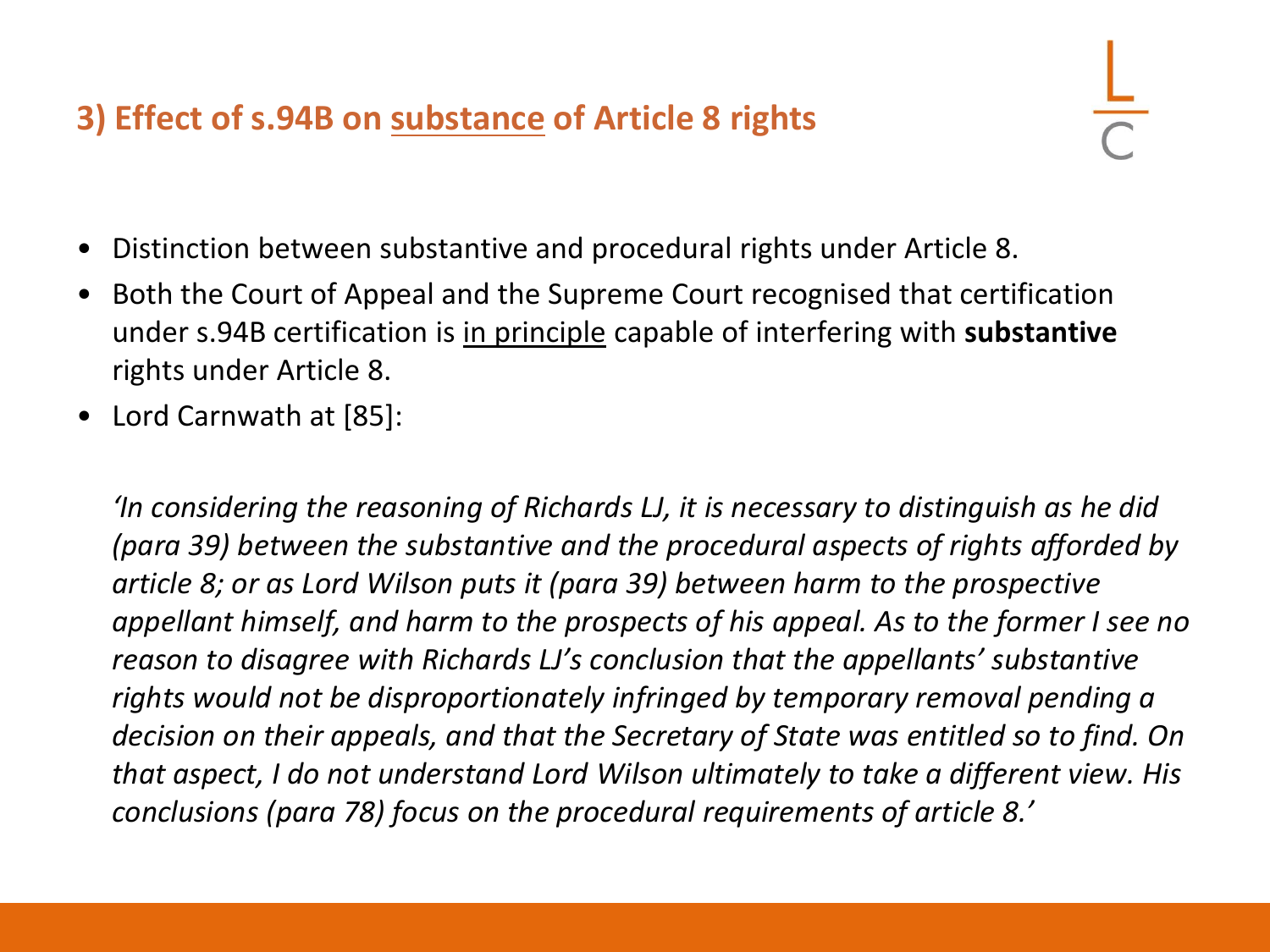## 3) Effect of s.94B on <u>substance</u> of Article 8 rights

- Distinction between substantive and procedural rights under Article 8.
- Both the Court of Appeal and the Supreme Court recognised that certification under s.94B certification is <u>in principle</u> capable of interfering with **substantive** rights under Article 8.
- Lord Carnwath at [85]:

*'In considering the reasoning of Richards LJ, it is necessary to distinguish as he did (para 39) between the substantive and the procedural aspects of rights afforded by article 8; or as Lord Wilson puts it (para 39) between harm to the prospective appellant himself, and harm to the prospects of his appeal. As to the former I see no reason to disagree with Richards LJ's conclusion that the appellants' substantive rights would not be disproportionately infringed by temporary removal pending a decision on their appeals, and that the Secretary of State was entitled so to find. On that aspect, I do not understand Lord Wilson ultimately to take a different view. His conclusions (para 78) focus on the procedural requirements of article 8.'*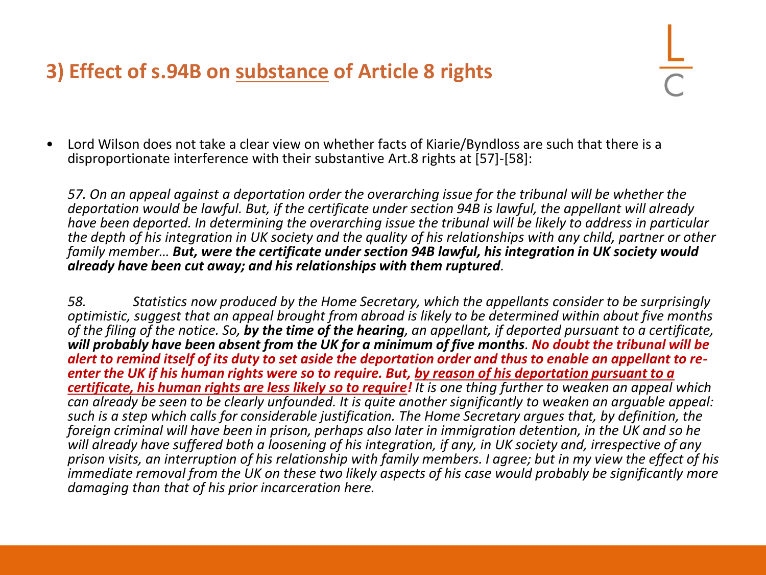## 3) Effect of s.94B on <u>substance</u> of Article 8 rights

- Lord Wilson does not take a clear view on whether facts of Kiarie/Byndloss are such that there is a disproportionate interference with their substantive Art.8 rights at [57]-[58]:

*57. On an appeal against a deportation order the overarching issue for the tribunal will be whether the deportation would be lawful. But, if the certificate under section 94B is lawful, the appellant will already have been deported. In determining the overarching issue the tribunal will be likely to address in particular the depth of his integration in UK society and the quality of his relationships with any child, partner or other family member…* ***But, were the certificate under section 94B lawful, his integration in UK society would already have been cut away; and his relationships with them ruptured****.*

*58. Statistics now produced by the Home Secretary, which the appellants consider to be surprisingly optimistic, suggest that an appeal brought from abroad is likely to be determined within about five months of the filing of the notice. So,* ***by the time of the hearing****, an appellant, if deported pursuant to a certificate,* ***will probably have been absent from the UK for a minimum of five months****.* ***No doubt the tribunal will be alert to remind itself of its duty to set aside the deportation order and thus to enable an appellant to re-enter the UK if his human rights were so to require. But, <u>by reason of his deportation pursuant to a certificate, his human rights are less likely so to require</u>!*** *It is one thing further to weaken an appeal which can already be seen to be clearly unfounded. It is quite another significantly to weaken an arguable appeal: such is a step which calls for considerable justification. The Home Secretary argues that, by definition, the foreign criminal will have been in prison, perhaps also later in immigration detention, in the UK and so he will already have suffered both a loosening of his integration, if any, in UK society and, irrespective of any prison visits, an interruption of his relationship with family members. I agree; but in my view the effect of his immediate removal from the UK on these two likely aspects of his case would probably be significantly more damaging than that of his prior incarceration here.*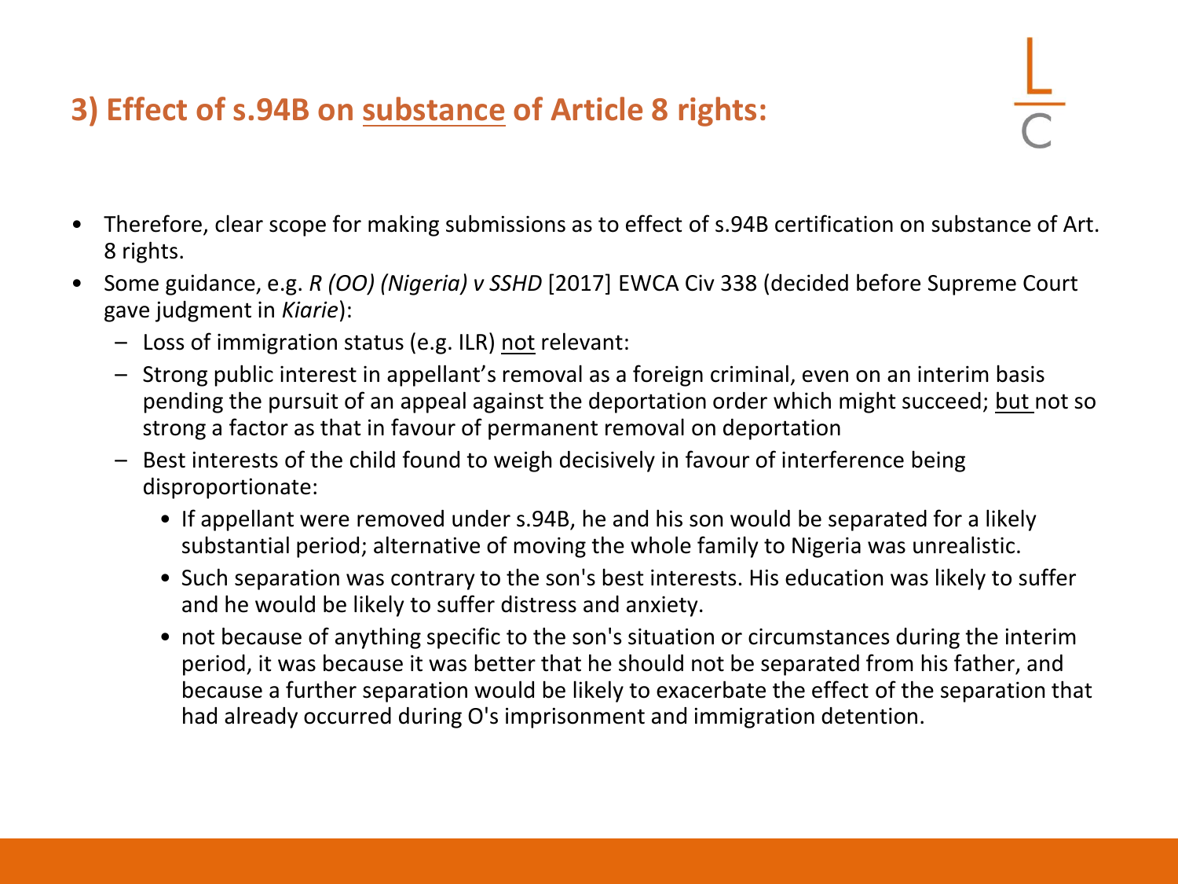## 3) Effect of s.94B on <u>substance</u> of Article 8 rights:

- Therefore, clear scope for making submissions as to effect of s.94B certification on substance of Art. 8 rights.
- Some guidance, e.g. *R (OO) (Nigeria) v SSHD* [2017] EWCA Civ 338 (decided before Supreme Court gave judgment in *Kiarie*):
  - Loss of immigration status (e.g. ILR) <u>not</u> relevant:
  - Strong public interest in appellant's removal as a foreign criminal, even on an interim basis pending the pursuit of an appeal against the deportation order which might succeed; <u>but</u> not so strong a factor as that in favour of permanent removal on deportation
  - Best interests of the child found to weigh decisively in favour of interference being disproportionate:
    - If appellant were removed under s.94B, he and his son would be separated for a likely substantial period; alternative of moving the whole family to Nigeria was unrealistic.
    - Such separation was contrary to the son's best interests. His education was likely to suffer and he would be likely to suffer distress and anxiety.
    - not because of anything specific to the son's situation or circumstances during the interim period, it was because it was better that he should not be separated from his father, and because a further separation would be likely to exacerbate the effect of the separation that had already occurred during O's imprisonment and immigration detention.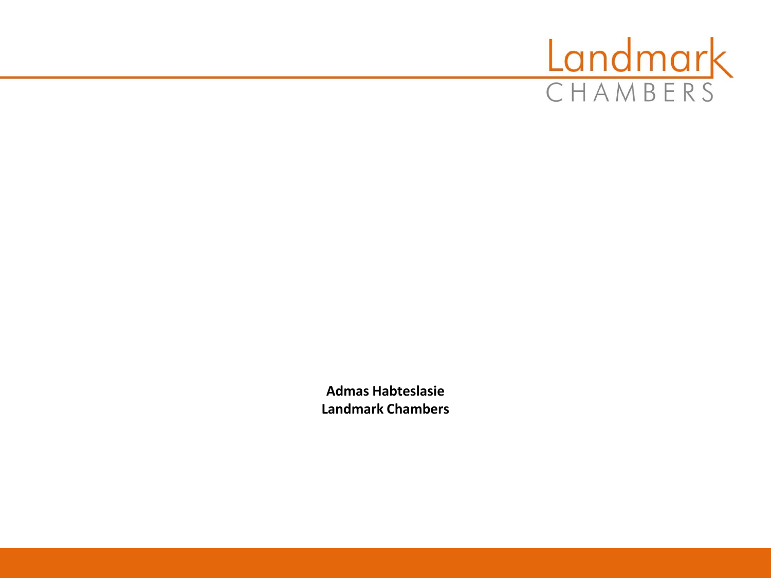**Admas Habteslasie**
**Landmark Chambers**